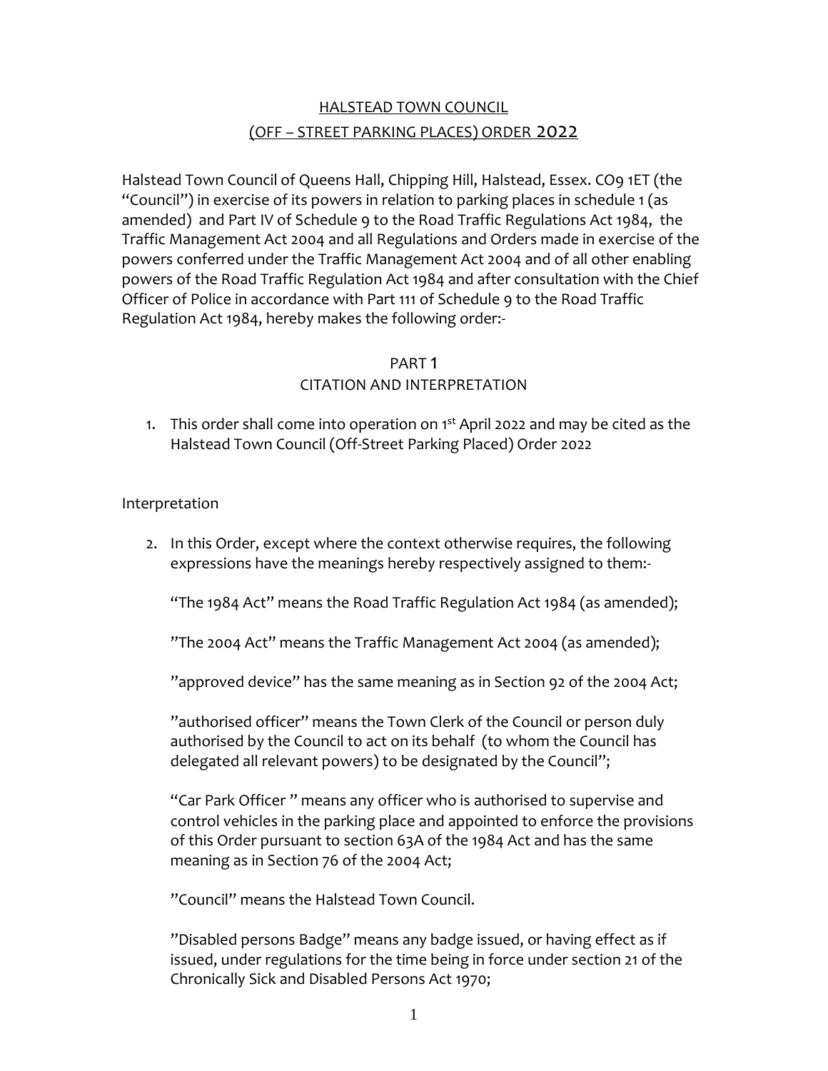# HALSTEAD TOWN COUNCIL
# (OFF – STREET PARKING PLACES) ORDER 2022

Halstead Town Council of Queens Hall, Chipping Hill, Halstead, Essex. CO9 1ET (the "Council") in exercise of its powers in relation to parking places in schedule 1 (as amended) and Part IV of Schedule 9 to the Road Traffic Regulations Act 1984, the Traffic Management Act 2004 and all Regulations and Orders made in exercise of the powers conferred under the Traffic Management Act 2004 and of all other enabling powers of the Road Traffic Regulation Act 1984 and after consultation with the Chief Officer of Police in accordance with Part 111 of Schedule 9 to the Road Traffic Regulation Act 1984, hereby makes the following order:-

## PART 1
## CITATION AND INTERPRETATION

1. This order shall come into operation on 1st April 2022 and may be cited as the Halstead Town Council (Off-Street Parking Placed) Order 2022

Interpretation

2. In this Order, except where the context otherwise requires, the following expressions have the meanings hereby respectively assigned to them:-

   "The 1984 Act" means the Road Traffic Regulation Act 1984 (as amended);

   "The 2004 Act" means the Traffic Management Act 2004 (as amended);

   "approved device" has the same meaning as in Section 92 of the 2004 Act;

   "authorised officer" means the Town Clerk of the Council or person duly authorised by the Council to act on its behalf (to whom the Council has delegated all relevant powers) to be designated by the Council";

   "Car Park Officer " means any officer who is authorised to supervise and control vehicles in the parking place and appointed to enforce the provisions of this Order pursuant to section 63A of the 1984 Act and has the same meaning as in Section 76 of the 2004 Act;

   "Council" means the Halstead Town Council.

   "Disabled persons Badge" means any badge issued, or having effect as if issued, under regulations for the time being in force under section 21 of the Chronically Sick and Disabled Persons Act 1970;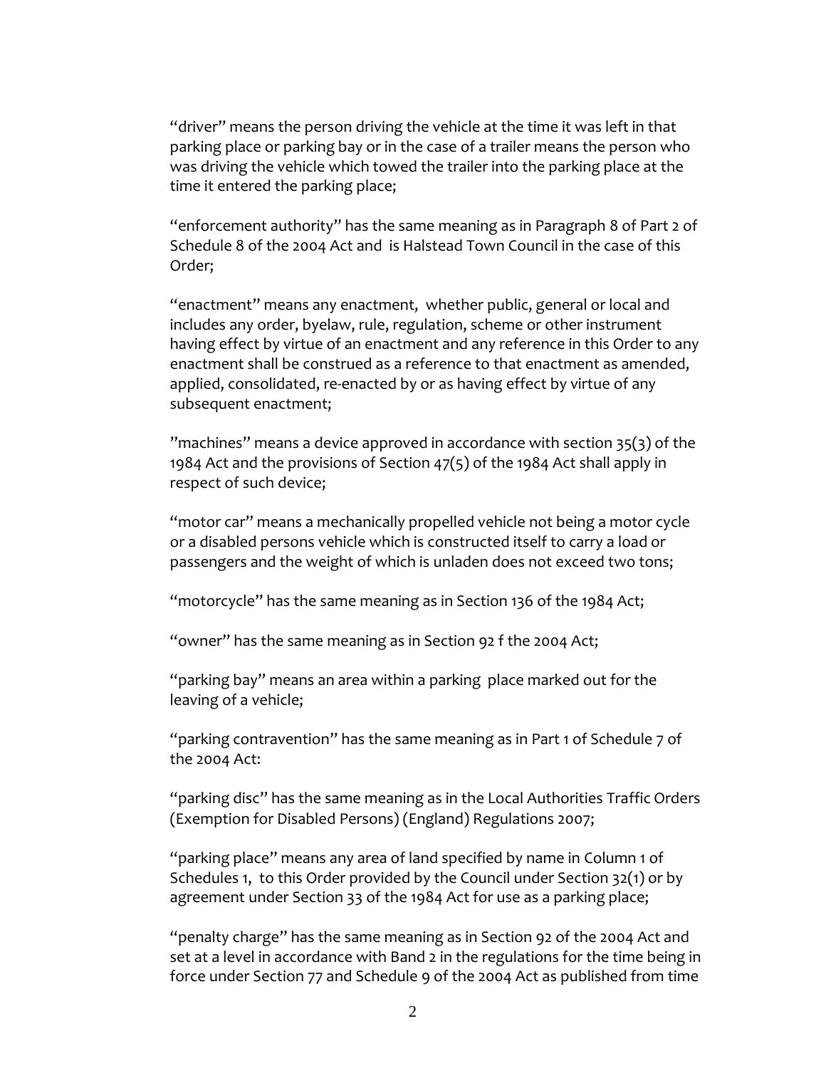"driver" means the person driving the vehicle at the time it was left in that parking place or parking bay or in the case of a trailer means the person who was driving the vehicle which towed the trailer into the parking place at the time it entered the parking place;

"enforcement authority" has the same meaning as in Paragraph 8 of Part 2 of Schedule 8 of the 2004 Act and is Halstead Town Council in the case of this Order;

"enactment" means any enactment, whether public, general or local and includes any order, byelaw, rule, regulation, scheme or other instrument having effect by virtue of an enactment and any reference in this Order to any enactment shall be construed as a reference to that enactment as amended, applied, consolidated, re-enacted by or as having effect by virtue of any subsequent enactment;

"machines" means a device approved in accordance with section 35(3) of the 1984 Act and the provisions of Section 47(5) of the 1984 Act shall apply in respect of such device;

"motor car" means a mechanically propelled vehicle not being a motor cycle or a disabled persons vehicle which is constructed itself to carry a load or passengers and the weight of which is unladen does not exceed two tons;

"motorcycle" has the same meaning as in Section 136 of the 1984 Act;

"owner" has the same meaning as in Section 92 f the 2004 Act;

"parking bay" means an area within a parking place marked out for the leaving of a vehicle;

"parking contravention" has the same meaning as in Part 1 of Schedule 7 of the 2004 Act:

"parking disc" has the same meaning as in the Local Authorities Traffic Orders (Exemption for Disabled Persons) (England) Regulations 2007;

"parking place" means any area of land specified by name in Column 1 of Schedules 1, to this Order provided by the Council under Section 32(1) or by agreement under Section 33 of the 1984 Act for use as a parking place;

"penalty charge" has the same meaning as in Section 92 of the 2004 Act and set at a level in accordance with Band 2 in the regulations for the time being in force under Section 77 and Schedule 9 of the 2004 Act as published from time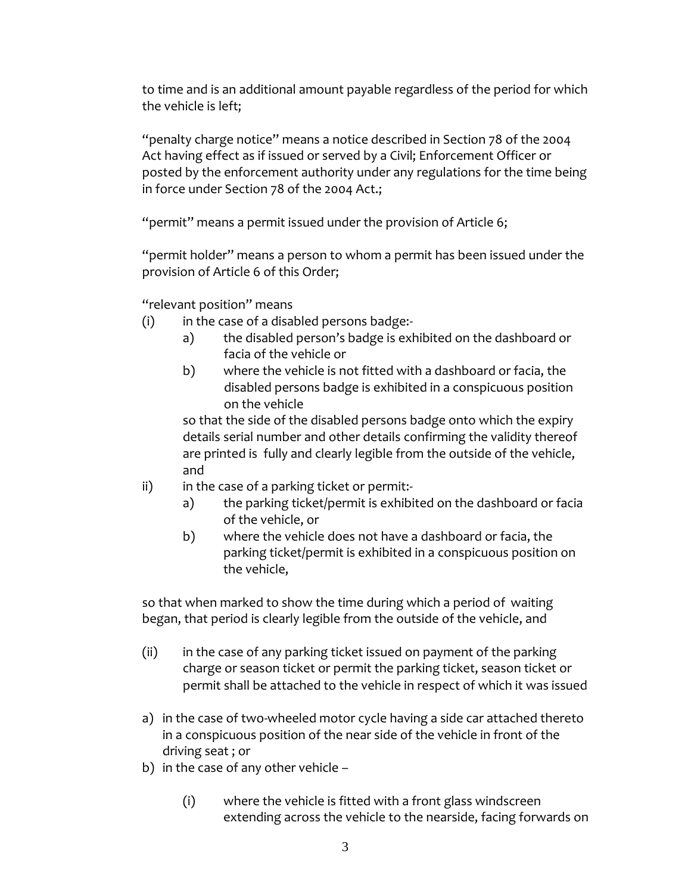to time and is an additional amount payable regardless of the period for which the vehicle is left;

"penalty charge notice" means a notice described in Section 78 of the 2004 Act having effect as if issued or served by a Civil; Enforcement Officer or posted by the enforcement authority under any regulations for the time being in force under Section 78 of the 2004 Act.;

"permit" means a permit issued under the provision of Article 6;

"permit holder" means a person to whom a permit has been issued under the provision of Article 6 of this Order;

"relevant position" means

(i) in the case of a disabled persons badge:-

 a) the disabled person's badge is exhibited on the dashboard or facia of the vehicle or

 b) where the vehicle is not fitted with a dashboard or facia, the disabled persons badge is exhibited in a conspicuous position on the vehicle

 so that the side of the disabled persons badge onto which the expiry details serial number and other details confirming the validity thereof are printed is fully and clearly legible from the outside of the vehicle, and

ii) in the case of a parking ticket or permit:-

 a) the parking ticket/permit is exhibited on the dashboard or facia of the vehicle, or

 b) where the vehicle does not have a dashboard or facia, the parking ticket/permit is exhibited in a conspicuous position on the vehicle,

so that when marked to show the time during which a period of waiting began, that period is clearly legible from the outside of the vehicle, and

(ii) in the case of any parking ticket issued on payment of the parking charge or season ticket or permit the parking ticket, season ticket or permit shall be attached to the vehicle in respect of which it was issued

a) in the case of two-wheeled motor cycle having a side car attached thereto in a conspicuous position of the near side of the vehicle in front of the driving seat ; or

b) in the case of any other vehicle –

 (i) where the vehicle is fitted with a front glass windscreen extending across the vehicle to the nearside, facing forwards on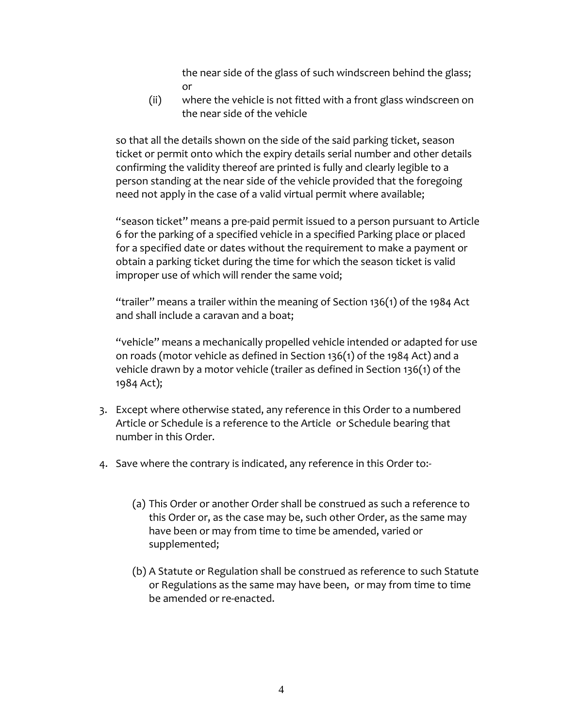the near side of the glass of such windscreen behind the glass; or

(ii) where the vehicle is not fitted with a front glass windscreen on the near side of the vehicle

so that all the details shown on the side of the said parking ticket, season ticket or permit onto which the expiry details serial number and other details confirming the validity thereof are printed is fully and clearly legible to a person standing at the near side of the vehicle provided that the foregoing need not apply in the case of a valid virtual permit where available;

"season ticket" means a pre-paid permit issued to a person pursuant to Article 6 for the parking of a specified vehicle in a specified Parking place or placed for a specified date or dates without the requirement to make a payment or obtain a parking ticket during the time for which the season ticket is valid improper use of which will render the same void;

"trailer" means a trailer within the meaning of Section 136(1) of the 1984 Act and shall include a caravan and a boat;

"vehicle" means a mechanically propelled vehicle intended or adapted for use on roads (motor vehicle as defined in Section 136(1) of the 1984 Act) and a vehicle drawn by a motor vehicle (trailer as defined in Section 136(1) of the 1984 Act);

3. Except where otherwise stated, any reference in this Order to a numbered Article or Schedule is a reference to the Article or Schedule bearing that number in this Order.

4. Save where the contrary is indicated, any reference in this Order to:-

   (a) This Order or another Order shall be construed as such a reference to this Order or, as the case may be, such other Order, as the same may have been or may from time to time be amended, varied or supplemented;

   (b) A Statute or Regulation shall be construed as reference to such Statute or Regulations as the same may have been, or may from time to time be amended or re-enacted.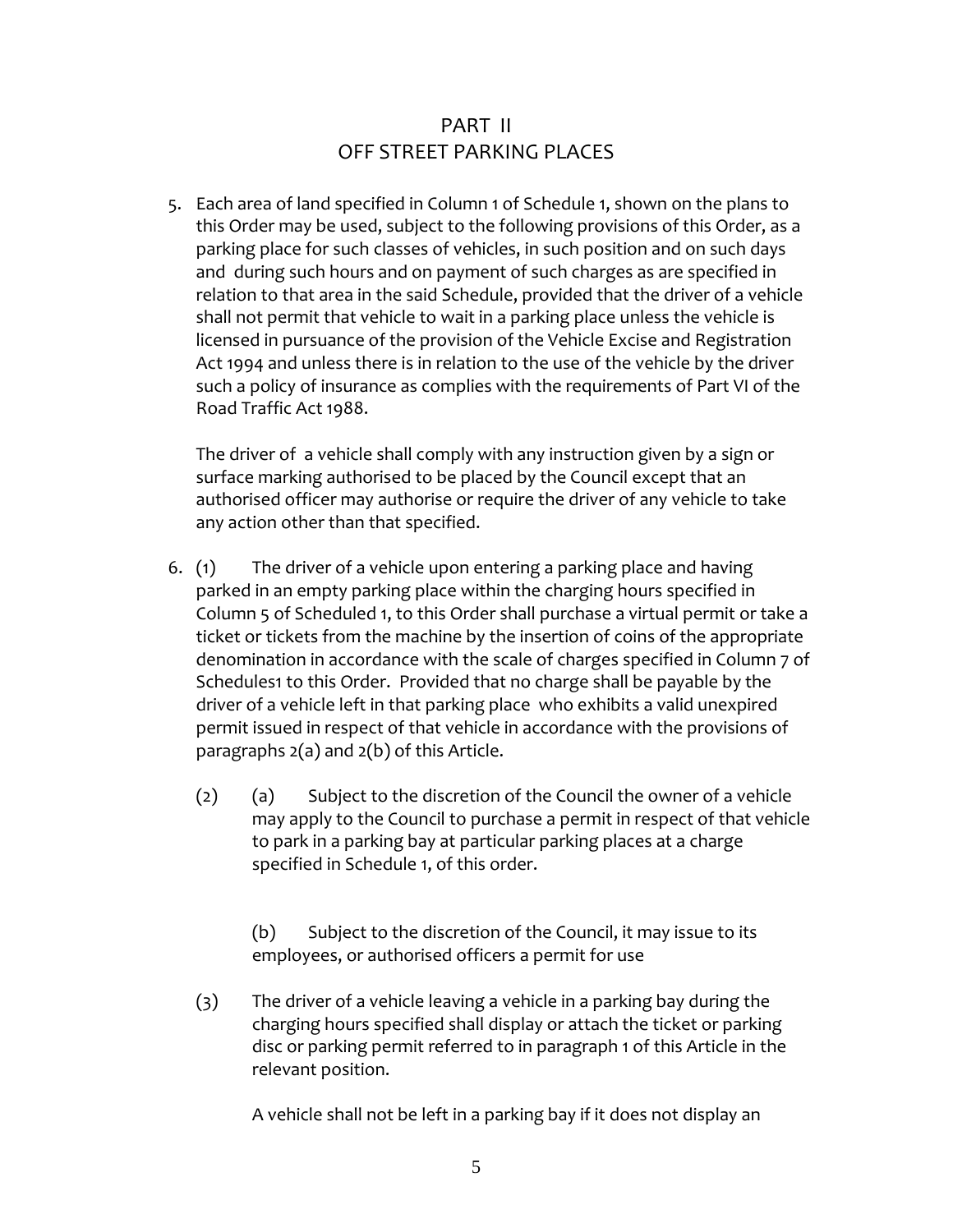# PART II
# OFF STREET PARKING PLACES

5. Each area of land specified in Column 1 of Schedule 1, shown on the plans to this Order may be used, subject to the following provisions of this Order, as a parking place for such classes of vehicles, in such position and on such days and during such hours and on payment of such charges as are specified in relation to that area in the said Schedule, provided that the driver of a vehicle shall not permit that vehicle to wait in a parking place unless the vehicle is licensed in pursuance of the provision of the Vehicle Excise and Registration Act 1994 and unless there is in relation to the use of the vehicle by the driver such a policy of insurance as complies with the requirements of Part VI of the Road Traffic Act 1988.

   The driver of a vehicle shall comply with any instruction given by a sign or surface marking authorised to be placed by the Council except that an authorised officer may authorise or require the driver of any vehicle to take any action other than that specified.

6. (1) The driver of a vehicle upon entering a parking place and having parked in an empty parking place within the charging hours specified in Column 5 of Scheduled 1, to this Order shall purchase a virtual permit or take a ticket or tickets from the machine by the insertion of coins of the appropriate denomination in accordance with the scale of charges specified in Column 7 of Schedules1 to this Order. Provided that no charge shall be payable by the driver of a vehicle left in that parking place who exhibits a valid unexpired permit issued in respect of that vehicle in accordance with the provisions of paragraphs 2(a) and 2(b) of this Article.

   (2) (a) Subject to the discretion of the Council the owner of a vehicle may apply to the Council to purchase a permit in respect of that vehicle to park in a parking bay at particular parking places at a charge specified in Schedule 1, of this order.

   (b) Subject to the discretion of the Council, it may issue to its employees, or authorised officers a permit for use

   (3) The driver of a vehicle leaving a vehicle in a parking bay during the charging hours specified shall display or attach the ticket or parking disc or parking permit referred to in paragraph 1 of this Article in the relevant position.

   A vehicle shall not be left in a parking bay if it does not display an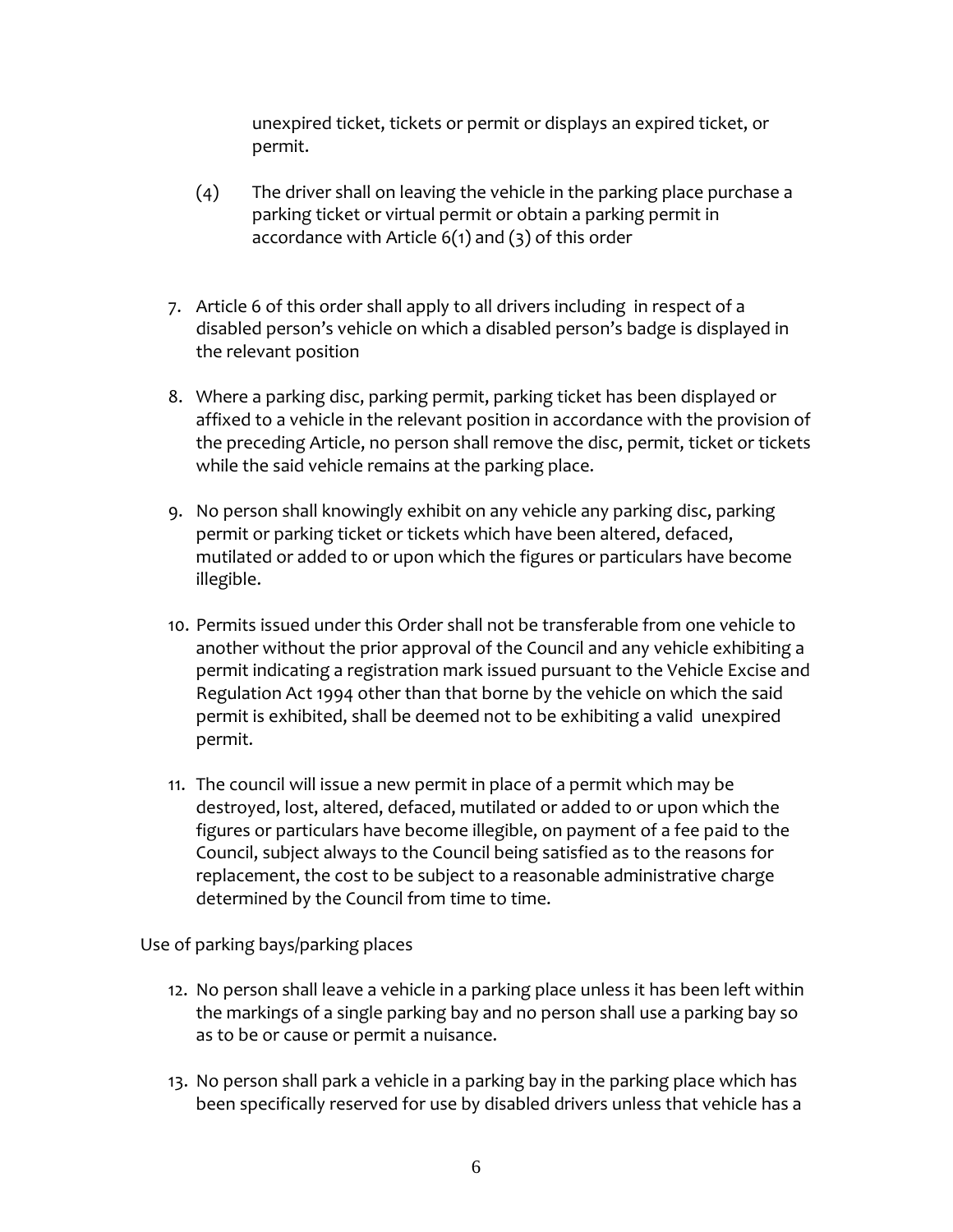unexpired ticket, tickets or permit or displays an expired ticket, or permit.

(4) The driver shall on leaving the vehicle in the parking place purchase a parking ticket or virtual permit or obtain a parking permit in accordance with Article 6(1) and (3) of this order

7. Article 6 of this order shall apply to all drivers including in respect of a disabled person's vehicle on which a disabled person's badge is displayed in the relevant position

8. Where a parking disc, parking permit, parking ticket has been displayed or affixed to a vehicle in the relevant position in accordance with the provision of the preceding Article, no person shall remove the disc, permit, ticket or tickets while the said vehicle remains at the parking place.

9. No person shall knowingly exhibit on any vehicle any parking disc, parking permit or parking ticket or tickets which have been altered, defaced, mutilated or added to or upon which the figures or particulars have become illegible.

10. Permits issued under this Order shall not be transferable from one vehicle to another without the prior approval of the Council and any vehicle exhibiting a permit indicating a registration mark issued pursuant to the Vehicle Excise and Regulation Act 1994 other than that borne by the vehicle on which the said permit is exhibited, shall be deemed not to be exhibiting a valid unexpired permit.

11. The council will issue a new permit in place of a permit which may be destroyed, lost, altered, defaced, mutilated or added to or upon which the figures or particulars have become illegible, on payment of a fee paid to the Council, subject always to the Council being satisfied as to the reasons for replacement, the cost to be subject to a reasonable administrative charge determined by the Council from time to time.

Use of parking bays/parking places

12. No person shall leave a vehicle in a parking place unless it has been left within the markings of a single parking bay and no person shall use a parking bay so as to be or cause or permit a nuisance.

13. No person shall park a vehicle in a parking bay in the parking place which has been specifically reserved for use by disabled drivers unless that vehicle has a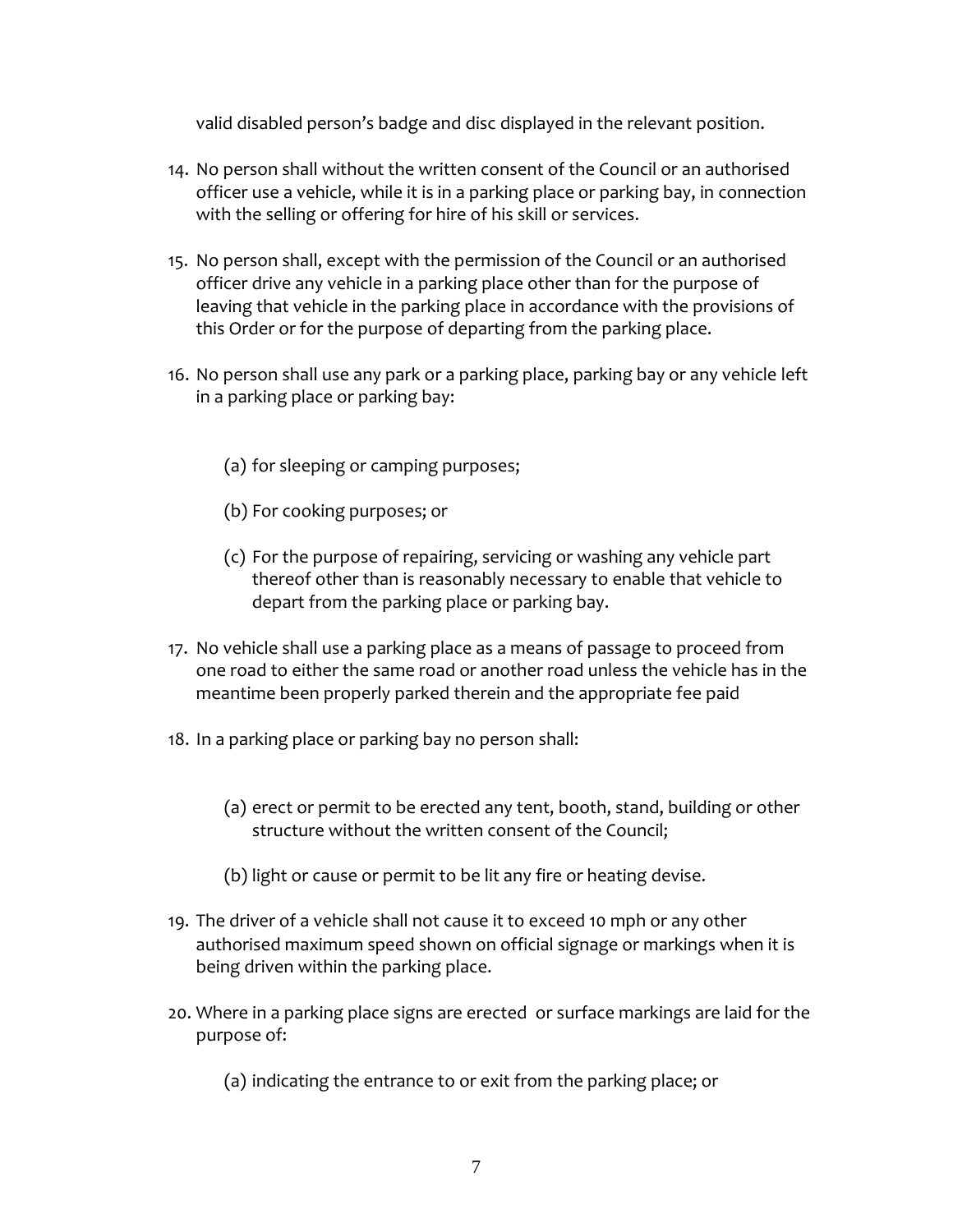valid disabled person's badge and disc displayed in the relevant position.

14. No person shall without the written consent of the Council or an authorised officer use a vehicle, while it is in a parking place or parking bay, in connection with the selling or offering for hire of his skill or services.

15. No person shall, except with the permission of the Council or an authorised officer drive any vehicle in a parking place other than for the purpose of leaving that vehicle in the parking place in accordance with the provisions of this Order or for the purpose of departing from the parking place.

16. No person shall use any park or a parking place, parking bay or any vehicle left in a parking place or parking bay:

    (a) for sleeping or camping purposes;

    (b) For cooking purposes; or

    (c) For the purpose of repairing, servicing or washing any vehicle part thereof other than is reasonably necessary to enable that vehicle to depart from the parking place or parking bay.

17. No vehicle shall use a parking place as a means of passage to proceed from one road to either the same road or another road unless the vehicle has in the meantime been properly parked therein and the appropriate fee paid

18. In a parking place or parking bay no person shall:

    (a) erect or permit to be erected any tent, booth, stand, building or other structure without the written consent of the Council;

    (b) light or cause or permit to be lit any fire or heating devise.

19. The driver of a vehicle shall not cause it to exceed 10 mph or any other authorised maximum speed shown on official signage or markings when it is being driven within the parking place.

20. Where in a parking place signs are erected or surface markings are laid for the purpose of:

    (a) indicating the entrance to or exit from the parking place; or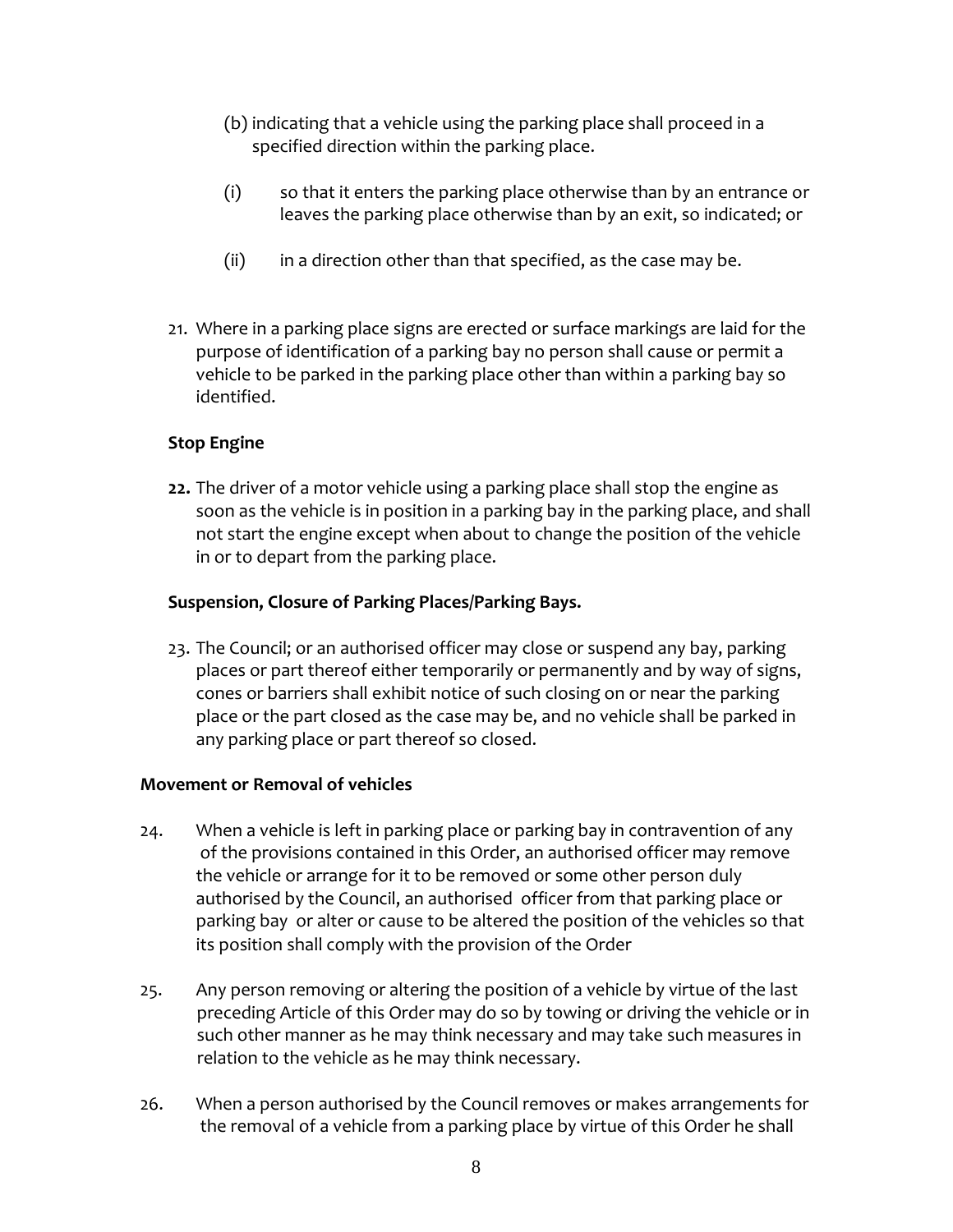(b) indicating that a vehicle using the parking place shall proceed in a specified direction within the parking place.

(i) so that it enters the parking place otherwise than by an entrance or leaves the parking place otherwise than by an exit, so indicated; or

(ii) in a direction other than that specified, as the case may be.

21. Where in a parking place signs are erected or surface markings are laid for the purpose of identification of a parking bay no person shall cause or permit a vehicle to be parked in the parking place other than within a parking bay so identified.

**Stop Engine**

**22.** The driver of a motor vehicle using a parking place shall stop the engine as soon as the vehicle is in position in a parking bay in the parking place, and shall not start the engine except when about to change the position of the vehicle in or to depart from the parking place.

**Suspension, Closure of Parking Places/Parking Bays.**

23. The Council; or an authorised officer may close or suspend any bay, parking places or part thereof either temporarily or permanently and by way of signs, cones or barriers shall exhibit notice of such closing on or near the parking place or the part closed as the case may be, and no vehicle shall be parked in any parking place or part thereof so closed.

**Movement or Removal of vehicles**

24. When a vehicle is left in parking place or parking bay in contravention of any of the provisions contained in this Order, an authorised officer may remove the vehicle or arrange for it to be removed or some other person duly authorised by the Council, an authorised officer from that parking place or parking bay or alter or cause to be altered the position of the vehicles so that its position shall comply with the provision of the Order

25. Any person removing or altering the position of a vehicle by virtue of the last preceding Article of this Order may do so by towing or driving the vehicle or in such other manner as he may think necessary and may take such measures in relation to the vehicle as he may think necessary.

26. When a person authorised by the Council removes or makes arrangements for the removal of a vehicle from a parking place by virtue of this Order he shall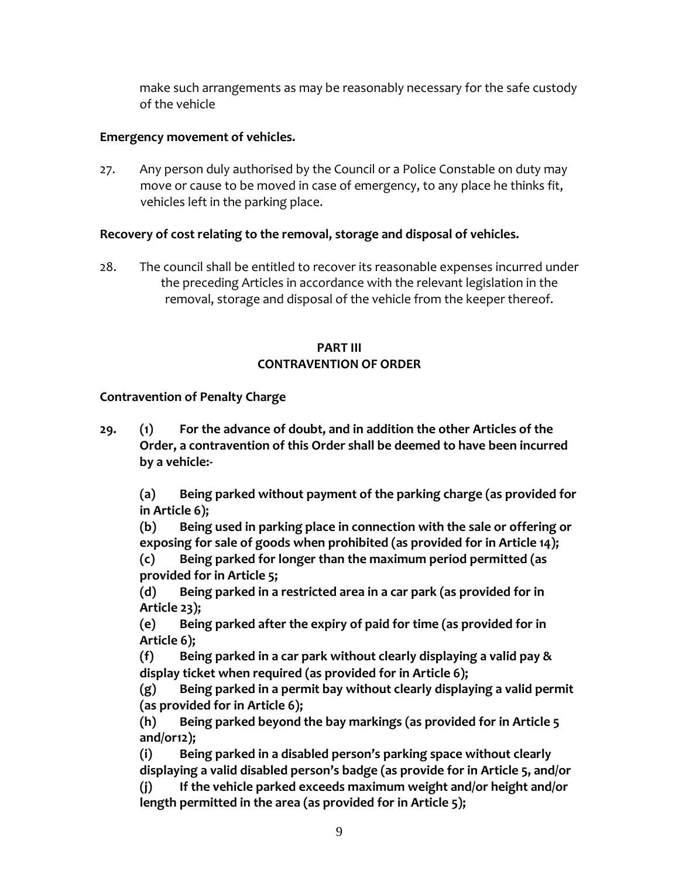make such arrangements as may be reasonably necessary for the safe custody of the vehicle

**Emergency movement of vehicles.**

27. Any person duly authorised by the Council or a Police Constable on duty may move or cause to be moved in case of emergency, to any place he thinks fit, vehicles left in the parking place.

**Recovery of cost relating to the removal, storage and disposal of vehicles.**

28. The council shall be entitled to recover its reasonable expenses incurred under the preceding Articles in accordance with the relevant legislation in the removal, storage and disposal of the vehicle from the keeper thereof.

## PART III
## CONTRAVENTION OF ORDER

**Contravention of Penalty Charge**

**29. (1) For the advance of doubt, and in addition the other Articles of the Order, a contravention of this Order shall be deemed to have been incurred by a vehicle:-**

**(a) Being parked without payment of the parking charge (as provided for in Article 6);**
**(b) Being used in parking place in connection with the sale or offering or exposing for sale of goods when prohibited (as provided for in Article 14);**
**(c) Being parked for longer than the maximum period permitted (as provided for in Article 5;**
**(d) Being parked in a restricted area in a car park (as provided for in Article 23);**
**(e) Being parked after the expiry of paid for time (as provided for in Article 6);**
**(f) Being parked in a car park without clearly displaying a valid pay & display ticket when required (as provided for in Article 6);**
**(g) Being parked in a permit bay without clearly displaying a valid permit (as provided for in Article 6);**
**(h) Being parked beyond the bay markings (as provided for in Article 5 and/or12);**
**(i) Being parked in a disabled person's parking space without clearly displaying a valid disabled person's badge (as provide for in Article 5, and/or**
**(j) If the vehicle parked exceeds maximum weight and/or height and/or length permitted in the area (as provided for in Article 5);**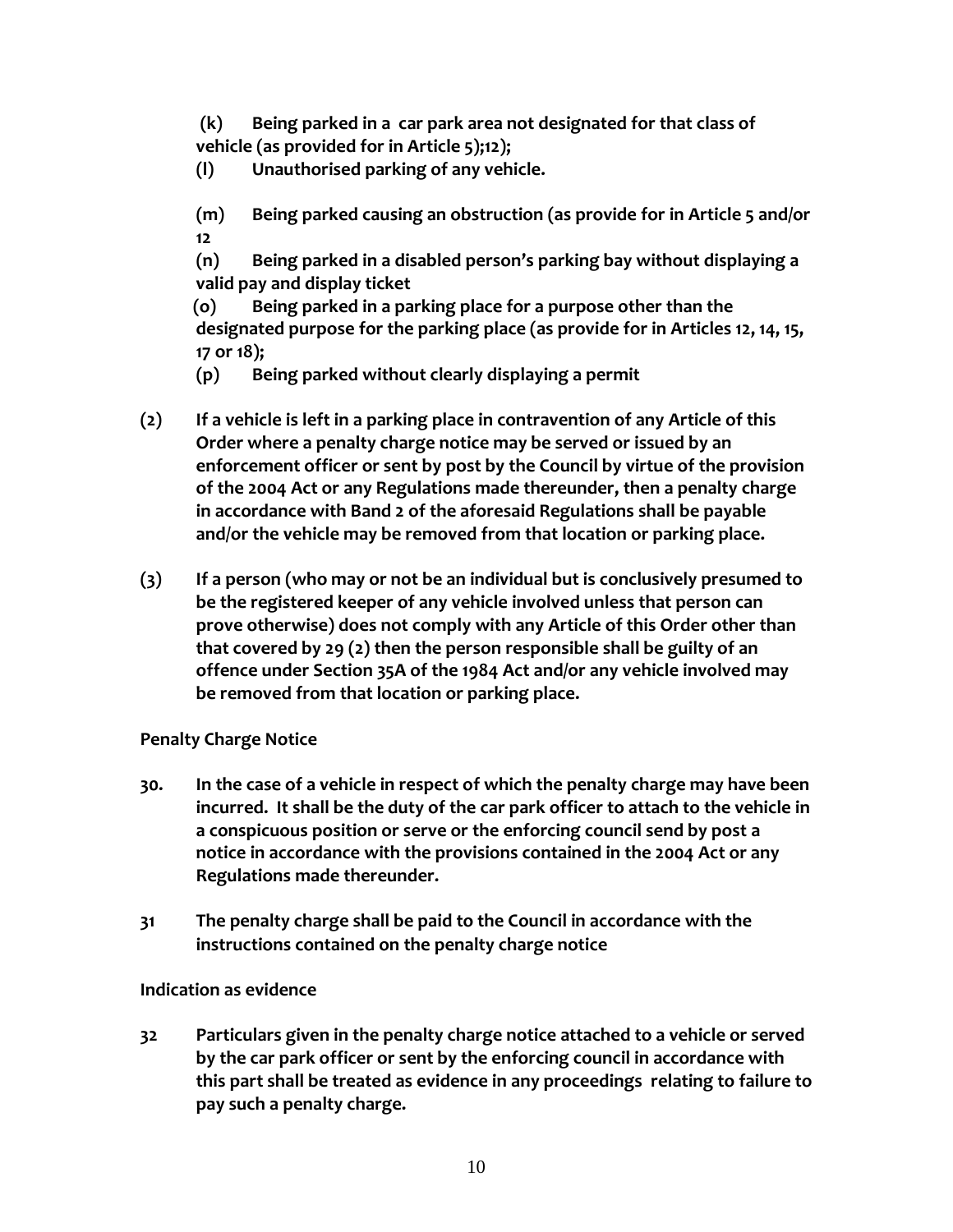**(k) Being parked in a car park area not designated for that class of vehicle (as provided for in Article 5);12);**

**(l) Unauthorised parking of any vehicle.**

**(m) Being parked causing an obstruction (as provide for in Article 5 and/or 12**

**(n) Being parked in a disabled person's parking bay without displaying a valid pay and display ticket**

**(o) Being parked in a parking place for a purpose other than the designated purpose for the parking place (as provide for in Articles 12, 14, 15, 17 or 18);**

**(p) Being parked without clearly displaying a permit**

**(2) If a vehicle is left in a parking place in contravention of any Article of this Order where a penalty charge notice may be served or issued by an enforcement officer or sent by post by the Council by virtue of the provision of the 2004 Act or any Regulations made thereunder, then a penalty charge in accordance with Band 2 of the aforesaid Regulations shall be payable and/or the vehicle may be removed from that location or parking place.**

**(3) If a person (who may or not be an individual but is conclusively presumed to be the registered keeper of any vehicle involved unless that person can prove otherwise) does not comply with any Article of this Order other than that covered by 29 (2) then the person responsible shall be guilty of an offence under Section 35A of the 1984 Act and/or any vehicle involved may be removed from that location or parking place.**

**Penalty Charge Notice**

**30. In the case of a vehicle in respect of which the penalty charge may have been incurred. It shall be the duty of the car park officer to attach to the vehicle in a conspicuous position or serve or the enforcing council send by post a notice in accordance with the provisions contained in the 2004 Act or any Regulations made thereunder.**

**31 The penalty charge shall be paid to the Council in accordance with the instructions contained on the penalty charge notice**

**Indication as evidence**

**32 Particulars given in the penalty charge notice attached to a vehicle or served by the car park officer or sent by the enforcing council in accordance with this part shall be treated as evidence in any proceedings relating to failure to pay such a penalty charge.**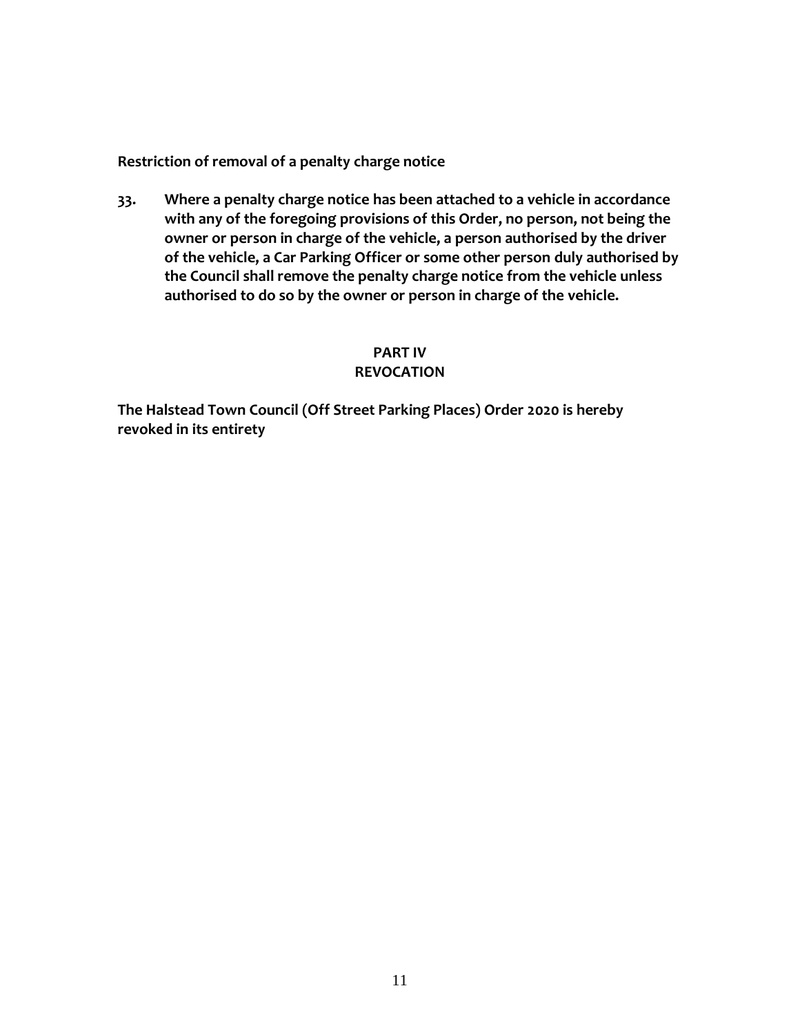**Restriction of removal of a penalty charge notice**

33. **Where a penalty charge notice has been attached to a vehicle in accordance with any of the foregoing provisions of this Order, no person, not being the owner or person in charge of the vehicle, a person authorised by the driver of the vehicle, a Car Parking Officer or some other person duly authorised by the Council shall remove the penalty charge notice from the vehicle unless authorised to do so by the owner or person in charge of the vehicle.**

## PART IV
## REVOCATION

**The Halstead Town Council (Off Street Parking Places) Order 2020 is hereby revoked in its entirety**